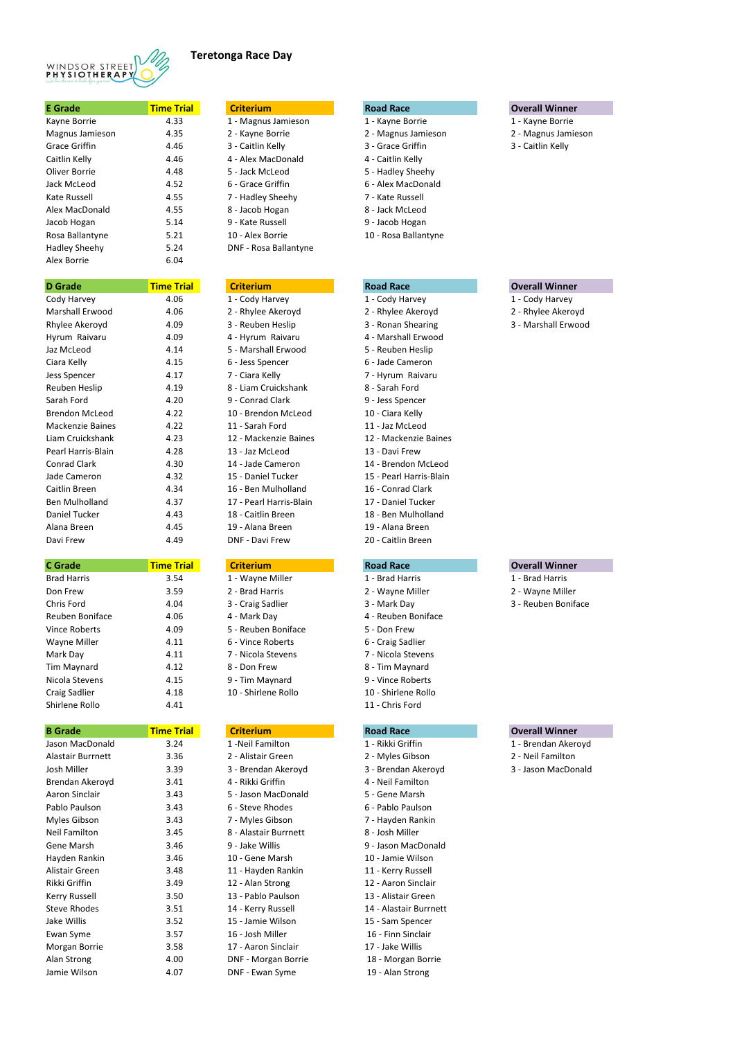# Teretonga Race Day

## E Grade

| E Grade | Time Trial | Criterium | Road Race | Overall Winner |
|---|---|---|---|---|
| Kayne Borrie | 4.33 | 1 - Magnus Jamieson | 1 - Kayne Borrie | 1 - Kayne Borrie |
| Magnus Jamieson | 4.35 | 2 - Kayne Borrie | 2 - Magnus Jamieson | 2 - Magnus Jamieson |
| Grace Griffin | 4.46 | 3 - Caitlin Kelly | 3 - Grace Griffin | 3 - Caitlin Kelly |
| Caitlin Kelly | 4.46 | 4 - Alex MacDonald | 4 - Caitlin Kelly | |
| Oliver Borrie | 4.48 | 5 - Jack McLeod | 5 - Hadley Sheehy | |
| Jack McLeod | 4.52 | 6 - Grace Griffin | 6 - Alex MacDonald | |
| Kate Russell | 4.55 | 7 - Hadley Sheehy | 7 - Kate Russell | |
| Alex MacDonald | 4.55 | 8 - Jacob Hogan | 8 - Jack McLeod | |
| Jacob Hogan | 5.14 | 9 - Kate Russell | 9 - Jacob Hogan | |
| Rosa Ballantyne | 5.21 | 10 - Alex Borrie | 10 - Rosa Ballantyne | |
| Hadley Sheehy | 5.24 | DNF - Rosa Ballantyne | | |
| Alex Borrie | 6.04 | | | |

## D Grade

| D Grade | Time Trial | Criterium | Road Race | Overall Winner |
|---|---|---|---|---|
| Cody Harvey | 4.06 | 1 - Cody Harvey | 1 - Cody Harvey | 1 - Cody Harvey |
| Marshall Erwood | 4.06 | 2 - Rhylee Akeroyd | 2 - Rhylee Akeroyd | 2 - Rhylee Akeroyd |
| Rhylee Akeroyd | 4.09 | 3 - Reuben Heslip | 3 - Ronan Shearing | 3 - Marshall Erwood |
| Hyrum Raivaru | 4.09 | 4 - Hyrum Raivaru | 4 - Marshall Erwood | |
| Jaz McLeod | 4.14 | 5 - Marshall Erwood | 5 - Reuben Heslip | |
| Ciara Kelly | 4.15 | 6 - Jess Spencer | 6 - Jade Cameron | |
| Jess Spencer | 4.17 | 7 - Ciara Kelly | 7 - Hyrum Raivaru | |
| Reuben Heslip | 4.19 | 8 - Liam Cruickshank | 8 - Sarah Ford | |
| Sarah Ford | 4.20 | 9 - Conrad Clark | 9 - Jess Spencer | |
| Brendon McLeod | 4.22 | 10 - Brendon McLeod | 10 - Ciara Kelly | |
| Mackenzie Baines | 4.22 | 11 - Sarah Ford | 11 - Jaz McLeod | |
| Liam Cruickshank | 4.23 | 12 - Mackenzie Baines | 12 - Mackenzie Baines | |
| Pearl Harris-Blain | 4.28 | 13 - Jaz McLeod | 13 - Davi Frew | |
| Conrad Clark | 4.30 | 14 - Jade Cameron | 14 - Brendon McLeod | |
| Jade Cameron | 4.32 | 15 - Daniel Tucker | 15 - Pearl Harris-Blain | |
| Caitlin Breen | 4.34 | 16 - Ben Mulholland | 16 - Conrad Clark | |
| Ben Mulholland | 4.37 | 17 - Pearl Harris-Blain | 17 - Daniel Tucker | |
| Daniel Tucker | 4.43 | 18 - Caitlin Breen | 18 - Ben Mulholland | |
| Alana Breen | 4.45 | 19 - Alana Breen | 19 - Alana Breen | |
| Davi Frew | 4.49 | DNF - Davi Frew | 20 - Caitlin Breen | |

## C Grade

| C Grade | Time Trial | Criterium | Road Race | Overall Winner |
|---|---|---|---|---|
| Brad Harris | 3.54 | 1 - Wayne Miller | 1 - Brad Harris | 1 - Brad Harris |
| Don Frew | 3.59 | 2 - Brad Harris | 2 - Wayne Miller | 2 - Wayne Miller |
| Chris Ford | 4.04 | 3 - Craig Sadlier | 3 - Mark Day | 3 - Reuben Boniface |
| Reuben Boniface | 4.06 | 4 - Mark Day | 4 - Reuben Boniface | |
| Vince Roberts | 4.09 | 5 - Reuben Boniface | 5 - Don Frew | |
| Wayne Miller | 4.11 | 6 - Vince Roberts | 6 - Craig Sadlier | |
| Mark Day | 4.11 | 7 - Nicola Stevens | 7 - Nicola Stevens | |
| Tim Maynard | 4.12 | 8 - Don Frew | 8 - Tim Maynard | |
| Nicola Stevens | 4.15 | 9 - Tim Maynard | 9 - Vince Roberts | |
| Craig Sadlier | 4.18 | 10 - Shirlene Rollo | 10 - Shirlene Rollo | |
| Shirlene Rollo | 4.41 | | 11 - Chris Ford | |

## B Grade

| B Grade | Time Trial | Criterium | Road Race | Overall Winner |
|---|---|---|---|---|
| Jason MacDonald | 3.24 | 1 -Neil Familton | 1 - Rikki Griffin | 1 - Brendan Akeroyd |
| Alastair Burrnett | 3.36 | 2 - Alistair Green | 2 - Myles Gibson | 2 - Neil Familton |
| Josh Miller | 3.39 | 3 - Brendan Akeroyd | 3 - Brendan Akeroyd | 3 - Jason MacDonald |
| Brendan Akeroyd | 3.41 | 4 - Rikki Griffin | 4 - Neil Familton | |
| Aaron Sinclair | 3.43 | 5 - Jason MacDonald | 5 - Gene Marsh | |
| Pablo Paulson | 3.43 | 6 - Steve Rhodes | 6 - Pablo Paulson | |
| Myles Gibson | 3.43 | 7 - Myles Gibson | 7 - Hayden Rankin | |
| Neil Familton | 3.45 | 8 - Alastair Burrnett | 8 - Josh Miller | |
| Gene Marsh | 3.46 | 9 - Jake Willis | 9 - Jason MacDonald | |
| Hayden Rankin | 3.46 | 10 - Gene Marsh | 10 - Jamie Wilson | |
| Alistair Green | 3.48 | 11 - Hayden Rankin | 11 - Kerry Russell | |
| Rikki Griffin | 3.49 | 12 - Alan Strong | 12 - Aaron Sinclair | |
| Kerry Russell | 3.50 | 13 - Pablo Paulson | 13 - Alistair Green | |
| Steve Rhodes | 3.51 | 14 - Kerry Russell | 14 - Alastair Burrnett | |
| Jake Willis | 3.52 | 15 - Jamie Wilson | 15 - Sam Spencer | |
| Ewan Syme | 3.57 | 16 - Josh Miller | 16 - Finn Sinclair | |
| Morgan Borrie | 3.58 | 17 - Aaron Sinclair | 17 - Jake Willis | |
| Alan Strong | 4.00 | DNF - Morgan Borrie | 18 - Morgan Borrie | |
| Jamie Wilson | 4.07 | DNF - Ewan Syme | 19 - Alan Strong | |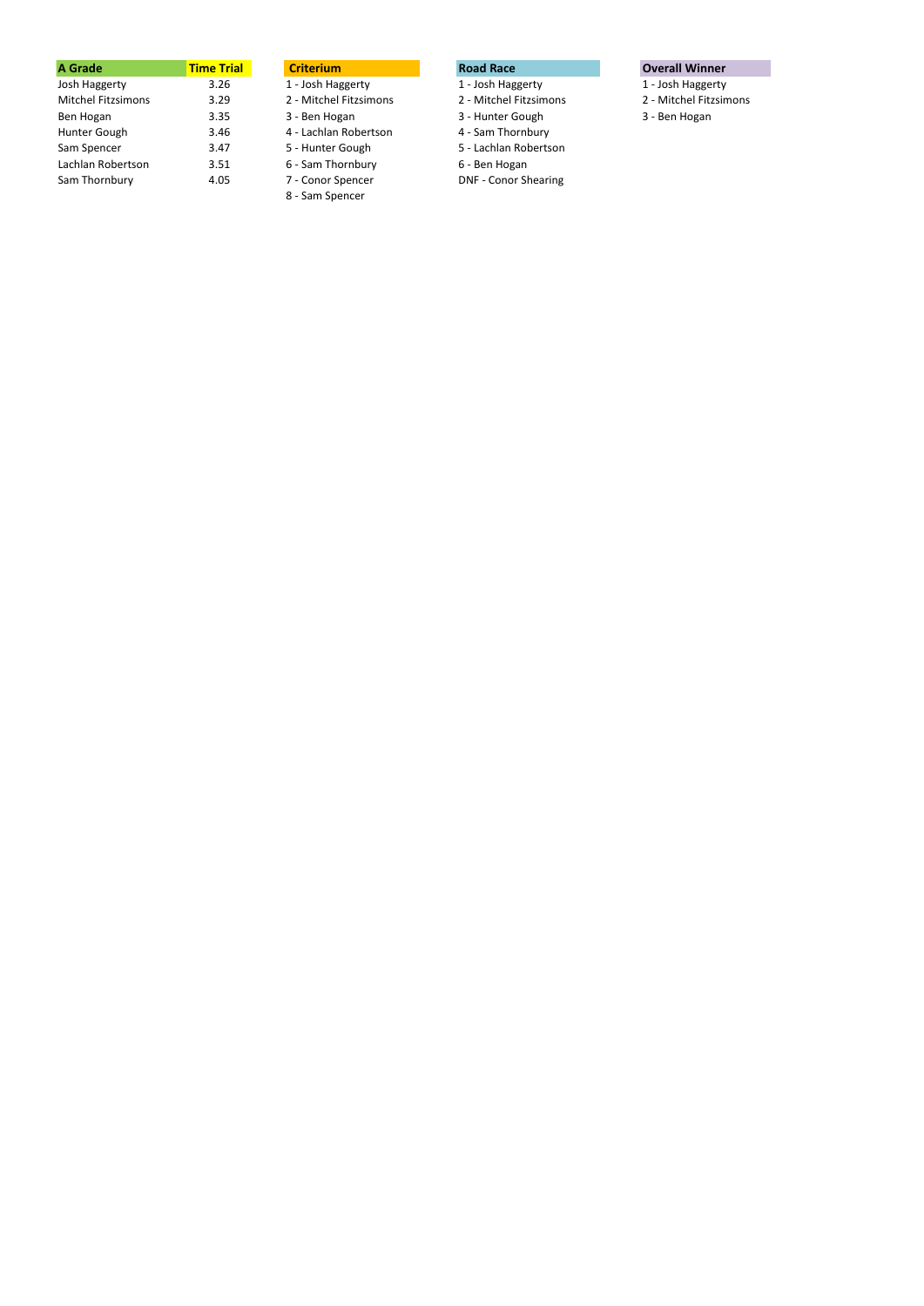| A Grade | Time Trial | Criterium | Road Race | Overall Winner |
| --- | --- | --- | --- | --- |
| Josh Haggerty | 3.26 | 1 - Josh Haggerty | 1 - Josh Haggerty | 1 - Josh Haggerty |
| Mitchel Fitzsimons | 3.29 | 2 - Mitchel Fitzsimons | 2 - Mitchel Fitzsimons | 2 - Mitchel Fitzsimons |
| Ben Hogan | 3.35 | 3 - Ben Hogan | 3 - Hunter Gough | 3 - Ben Hogan |
| Hunter Gough | 3.46 | 4 - Lachlan Robertson | 4 - Sam Thornbury | |
| Sam Spencer | 3.47 | 5 - Hunter Gough | 5 - Lachlan Robertson | |
| Lachlan Robertson | 3.51 | 6 - Sam Thornbury | 6 - Ben Hogan | |
| Sam Thornbury | 4.05 | 7 - Conor Spencer | DNF - Conor Shearing | |
| | | 8 - Sam Spencer | | |